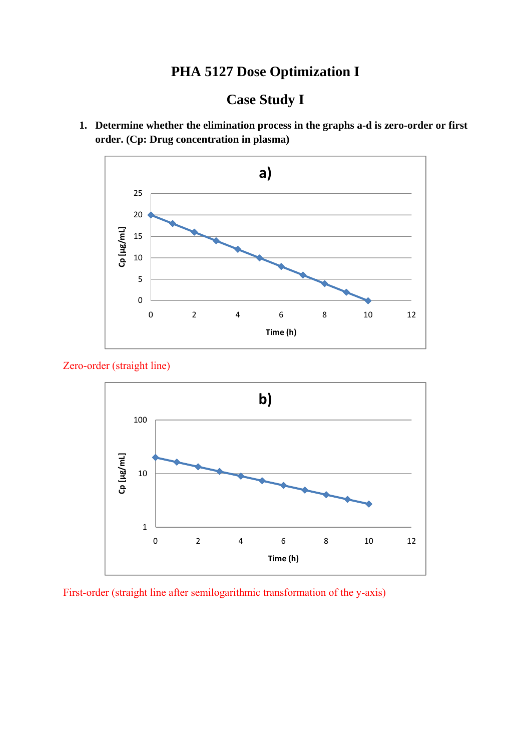# PHA 5127 Dose Optimization I

## Case Study I

1. **Determine whether the elimination process in the graphs a-d is zero-order or first order. (Cp: Drug concentration in plasma)**

Zero-order (straight line)

First-order (straight line after semilogarithmic transformation of the y-axis)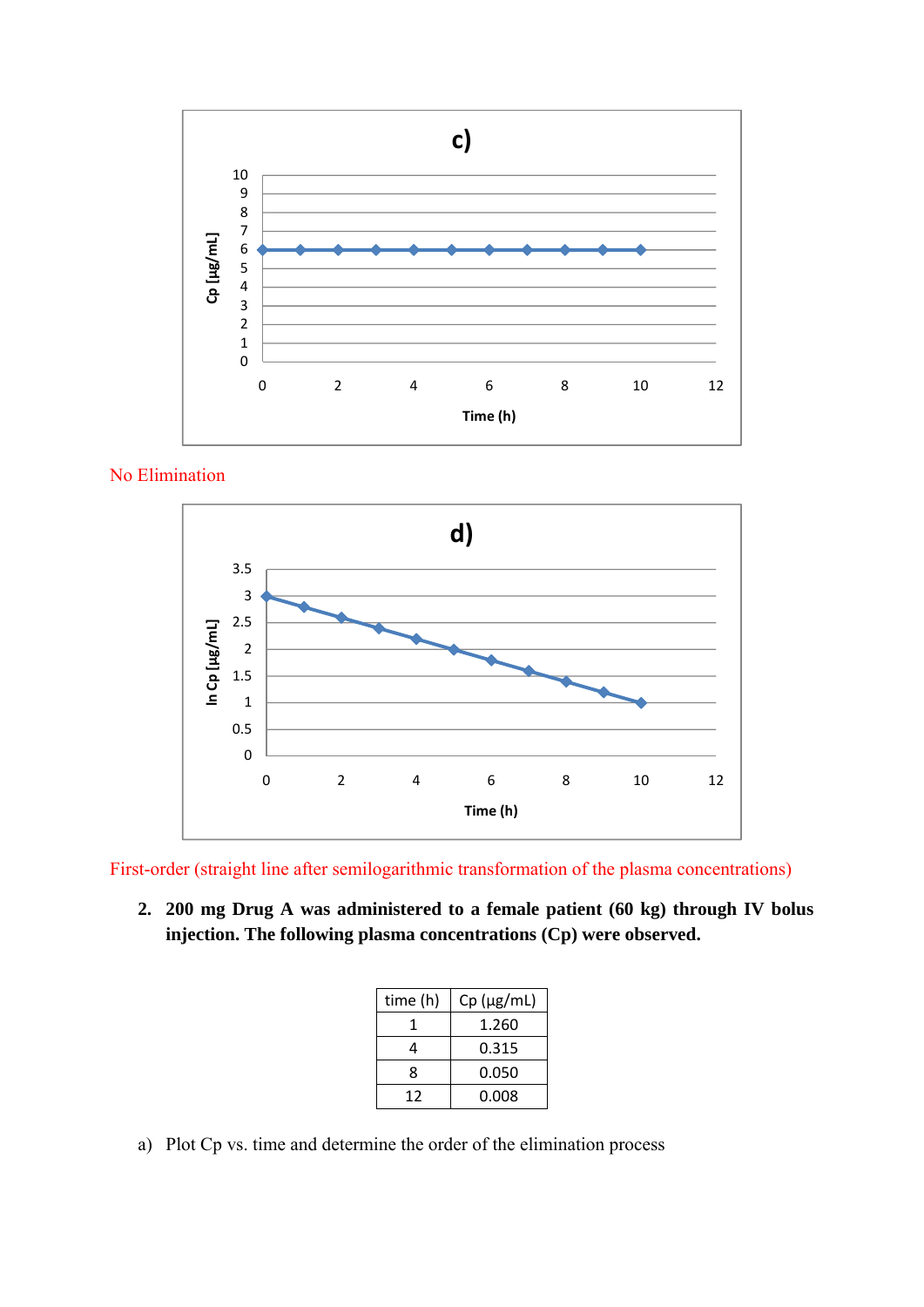No Elimination

First-order (straight line after semilogarithmic transformation of the plasma concentrations)

**2. 200 mg Drug A was administered to a female patient (60 kg) through IV bolus injection. The following plasma concentrations (Cp) were observed.**

| time (h) | Cp (µg/mL) |
|---|---|
| 1 | 1.260 |
| 4 | 0.315 |
| 8 | 0.050 |
| 12 | 0.008 |

a) Plot Cp vs. time and determine the order of the elimination process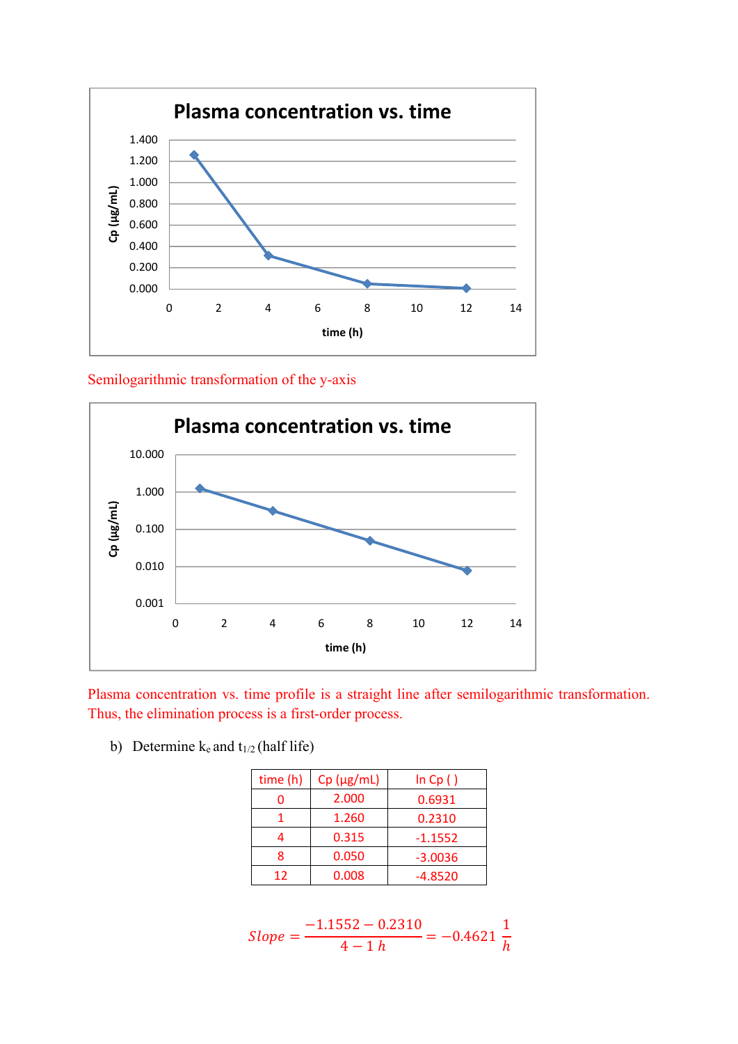Semilogarithmic transformation of the y-axis

Plasma concentration vs. time profile is a straight line after semilogarithmic transformation. Thus, the elimination process is a first-order process.

b) Determine $k_e$ and $t_{1/2}$ (half life)

| time (h) | Cp (µg/mL) | ln Cp ( ) |
|---|---|---|
| 0 | 2.000 | 0.6931 |
| 1 | 1.260 | 0.2310 |
| 4 | 0.315 | -1.1552 |
| 8 | 0.050 | -3.0036 |
| 12 | 0.008 | -4.8520 |

$$Slope = \frac{-1.1552 - 0.2310}{4 - 1\ h} = -0.4621\ \frac{1}{h}$$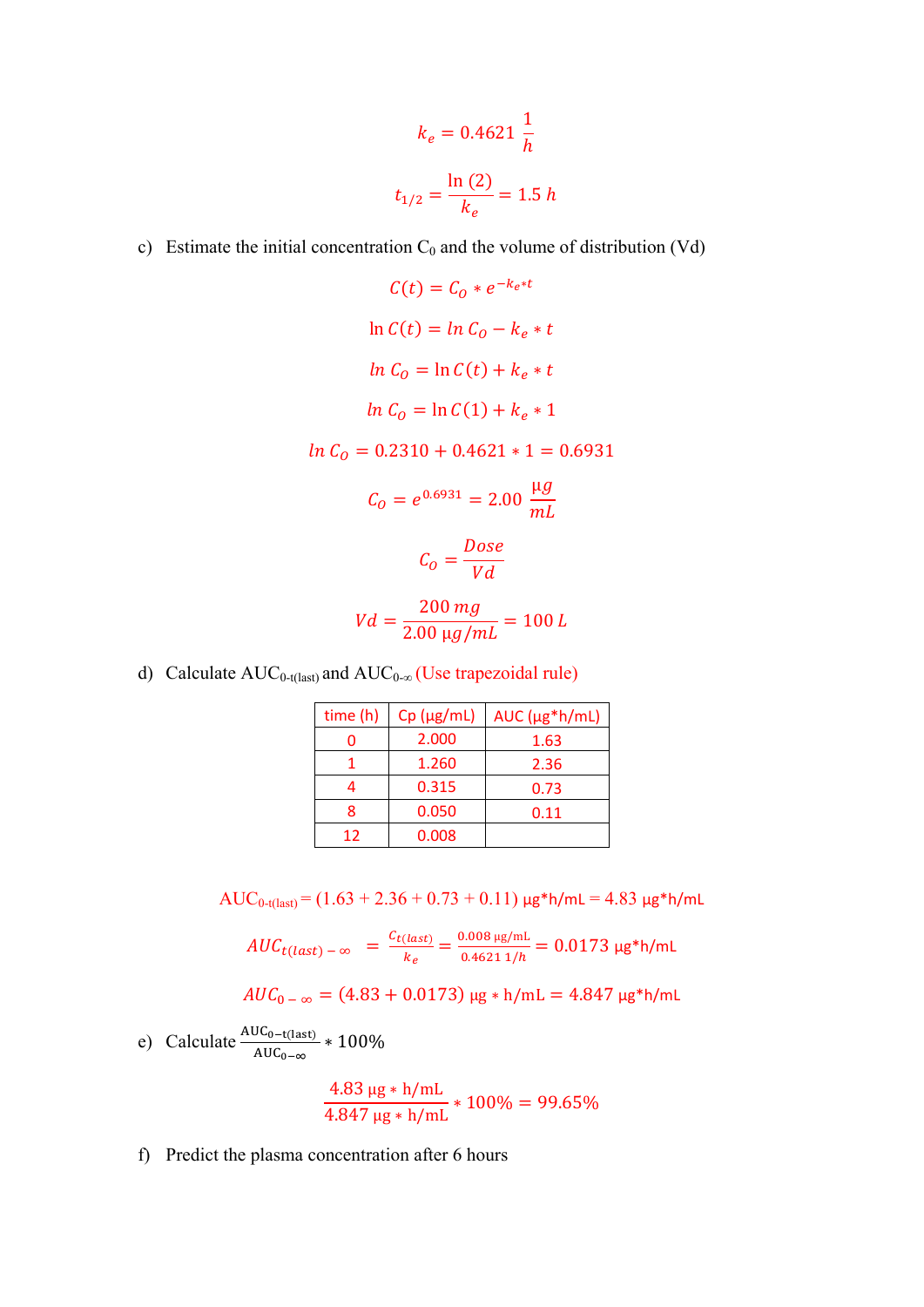$$k_e = 0.4621 \ \frac{1}{h}$$

$$t_{1/2} = \frac{\ln(2)}{k_e} = 1.5 \ h$$

c) Estimate the initial concentration $C_0$ and the volume of distribution (Vd)

$$C(t) = C_O * e^{-k_e * t}$$

$$\ln C(t) = \ln C_O - k_e * t$$

$$\ln C_O = \ln C(t) + k_e * t$$

$$\ln C_O = \ln C(1) + k_e * 1$$

$$\ln C_O = 0.2310 + 0.4621 * 1 = 0.6931$$

$$C_O = e^{0.6931} = 2.00 \ \frac{\mu g}{mL}$$

$$C_O = \frac{Dose}{Vd}$$

$$Vd = \frac{200 \ mg}{2.00 \ \mu g/mL} = 100 \ L$$

d) Calculate $AUC_{0\text{-}t(last)}$ and $AUC_{0\text{-}\infty}$ (Use trapezoidal rule)

| time (h) | Cp (µg/mL) | AUC (µg*h/mL) |
|---|---|---|
| 0 | 2.000 | 1.63 |
| 1 | 1.260 | 2.36 |
| 4 | 0.315 | 0.73 |
| 8 | 0.050 | 0.11 |
| 12 | 0.008 | |

$$AUC_{0\text{-}t(last)} = (1.63 + 2.36 + 0.73 + 0.11) \ \mu g*h/mL = 4.83 \ \mu g*h/mL$$

$$AUC_{t(last) - \infty} = \frac{C_{t(last)}}{k_e} = \frac{0.008 \ \mu g/mL}{0.4621 \ 1/h} = 0.0173 \ \mu g*h/mL$$

$$AUC_{0 - \infty} = (4.83 + 0.0173) \ \mu g * h/mL = 4.847 \ \mu g*h/mL$$

e) Calculate $\frac{AUC_{0-t(last)}}{AUC_{0-\infty}} * 100\%$

$$\frac{4.83 \ \mu g * h/mL}{4.847 \ \mu g * h/mL} * 100\% = 99.65\%$$

f) Predict the plasma concentration after 6 hours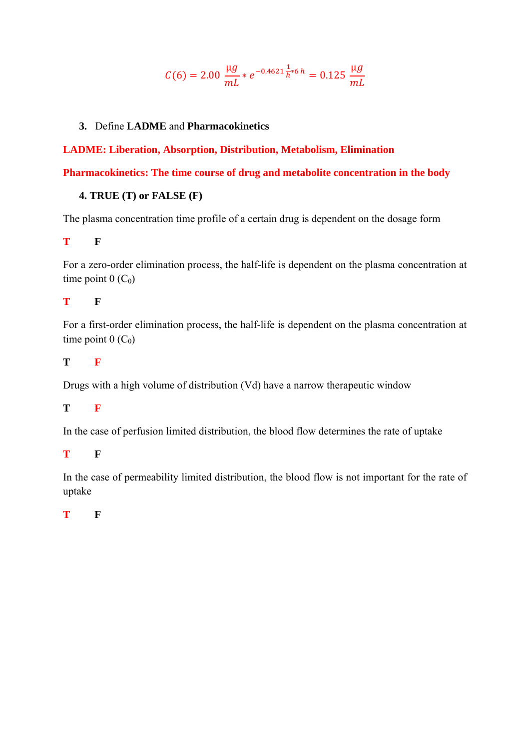$$C(6) = 2.00\ \frac{\mu g}{mL} * e^{-0.4621 \frac{1}{h} * 6\ h} = 0.125\ \frac{\mu g}{mL}$$

3. Define **LADME** and **Pharmacokinetics**

**LADME: Liberation, Absorption, Distribution, Metabolism, Elimination**

**Pharmacokinetics: The time course of drug and metabolite concentration in the body**

4. **TRUE (T) or FALSE (F)**

The plasma concentration time profile of a certain drug is dependent on the dosage form

**T** **F**

For a zero-order elimination process, the half-life is dependent on the plasma concentration at time point 0 ($C_0$)

**T** **F**

For a first-order elimination process, the half-life is dependent on the plasma concentration at time point 0 ($C_0$)

**T** **F**

Drugs with a high volume of distribution (Vd) have a narrow therapeutic window

**T** **F**

In the case of perfusion limited distribution, the blood flow determines the rate of uptake

**T** **F**

In the case of permeability limited distribution, the blood flow is not important for the rate of uptake

**T** **F**